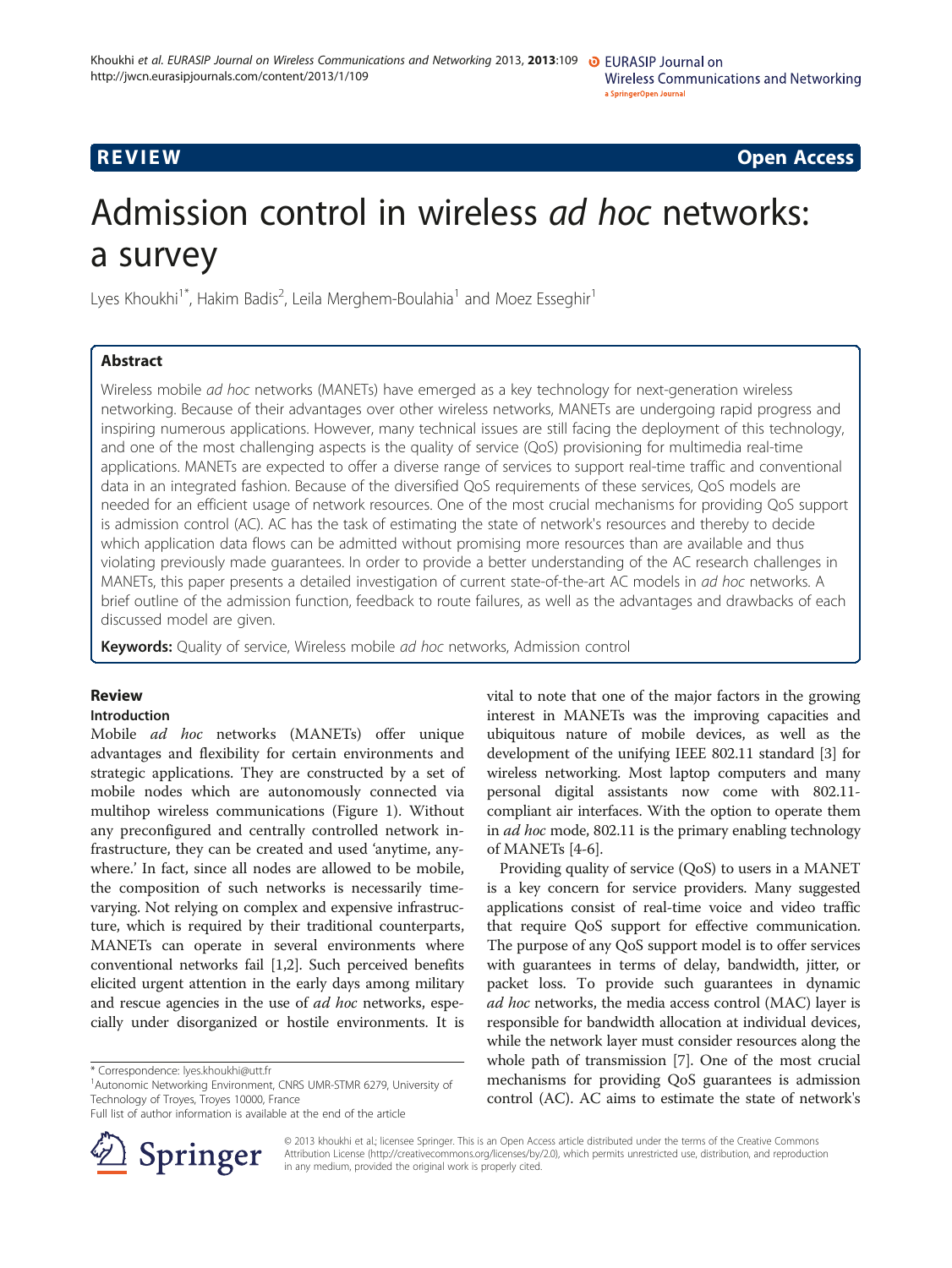**REVIEW** **Open Access**

# Admission control in wireless *ad hoc* networks: a survey

Lyes Khoukhi[1*], Hakim Badis[2], Leila Merghem-Boulahia[1] and Moez Esseghir[1]

## Abstract

Wireless mobile *ad hoc* networks (MANETs) have emerged as a key technology for next-generation wireless networking. Because of their advantages over other wireless networks, MANETs are undergoing rapid progress and inspiring numerous applications. However, many technical issues are still facing the deployment of this technology, and one of the most challenging aspects is the quality of service (QoS) provisioning for multimedia real-time applications. MANETs are expected to offer a diverse range of services to support real-time traffic and conventional data in an integrated fashion. Because of the diversified QoS requirements of these services, QoS models are needed for an efficient usage of network resources. One of the most crucial mechanisms for providing QoS support is admission control (AC). AC has the task of estimating the state of network's resources and thereby to decide which application data flows can be admitted without promising more resources than are available and thus violating previously made guarantees. In order to provide a better understanding of the AC research challenges in MANETs, this paper presents a detailed investigation of current state-of-the-art AC models in *ad hoc* networks. A brief outline of the admission function, feedback to route failures, as well as the advantages and drawbacks of each discussed model are given.

**Keywords:** Quality of service, Wireless mobile *ad hoc* networks, Admission control

## Review

### Introduction

Mobile *ad hoc* networks (MANETs) offer unique advantages and flexibility for certain environments and strategic applications. They are constructed by a set of mobile nodes which are autonomously connected via multihop wireless communications (Figure 1). Without any preconfigured and centrally controlled network infrastructure, they can be created and used 'anytime, anywhere.' In fact, since all nodes are allowed to be mobile, the composition of such networks is necessarily time-varying. Not relying on complex and expensive infrastructure, which is required by their traditional counterparts, MANETs can operate in several environments where conventional networks fail [1,2]. Such perceived benefits elicited urgent attention in the early days among military and rescue agencies in the use of *ad hoc* networks, especially under disorganized or hostile environments. It is vital to note that one of the major factors in the growing interest in MANETs was the improving capacities and ubiquitous nature of mobile devices, as well as the development of the unifying IEEE 802.11 standard [3] for wireless networking. Most laptop computers and many personal digital assistants now come with 802.11-compliant air interfaces. With the option to operate them in *ad hoc* mode, 802.11 is the primary enabling technology of MANETs [4-6].

Providing quality of service (QoS) to users in a MANET is a key concern for service providers. Many suggested applications consist of real-time voice and video traffic that require QoS support for effective communication. The purpose of any QoS support model is to offer services with guarantees in terms of delay, bandwidth, jitter, or packet loss. To provide such guarantees in dynamic *ad hoc* networks, the media access control (MAC) layer is responsible for bandwidth allocation at individual devices, while the network layer must consider resources along the whole path of transmission [7]. One of the most crucial mechanisms for providing QoS guarantees is admission control (AC). AC aims to estimate the state of network's

\* Correspondence: lyes.khoukhi@utt.fr
[1]Autonomic Networking Environment, CNRS UMR-STMR 6279, University of Technology of Troyes, Troyes 10000, France
Full list of author information is available at the end of the article

© 2013 khoukhi et al.; licensee Springer. This is an Open Access article distributed under the terms of the Creative Commons Attribution License (http://creativecommons.org/licenses/by/2.0), which permits unrestricted use, distribution, and reproduction in any medium, provided the original work is properly cited.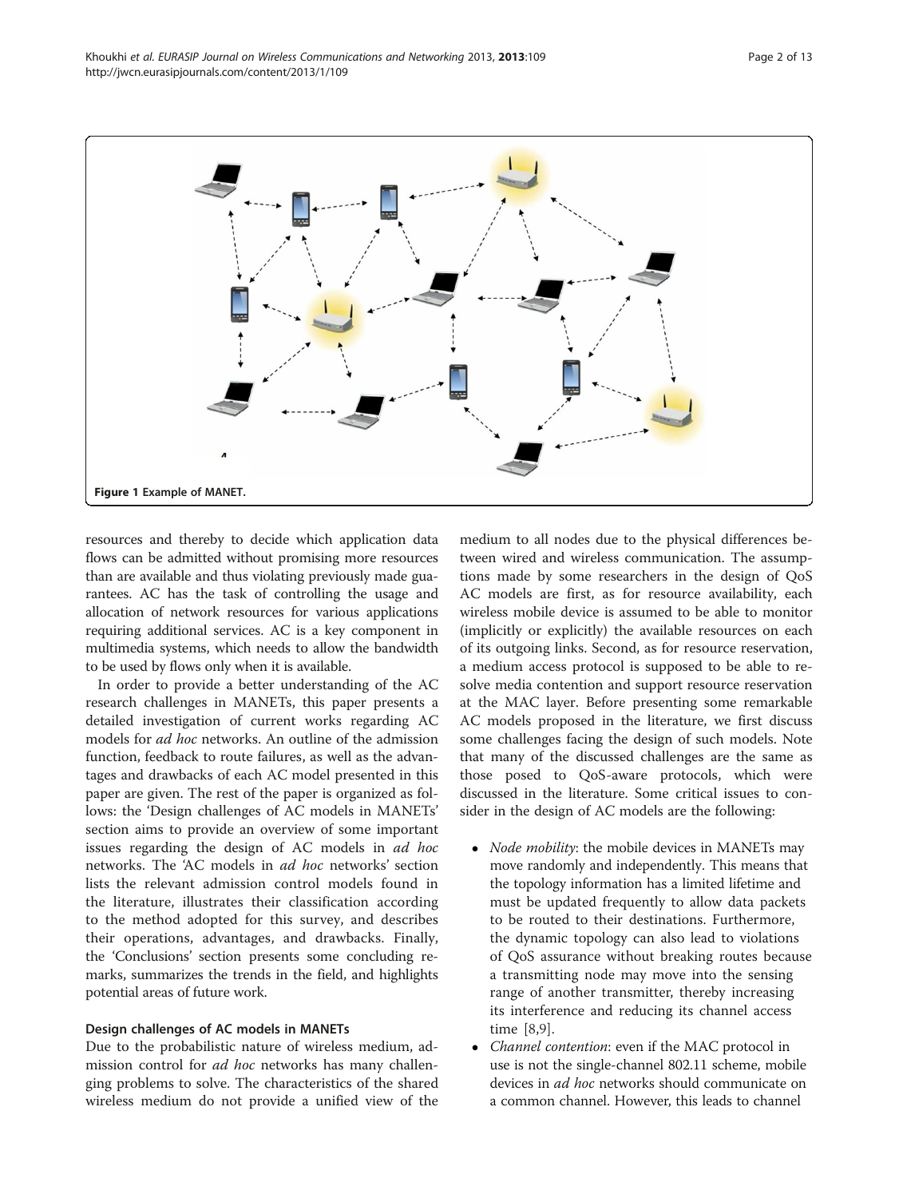Figure 1 Example of MANET.

resources and thereby to decide which application data flows can be admitted without promising more resources than are available and thus violating previously made guarantees. AC has the task of controlling the usage and allocation of network resources for various applications requiring additional services. AC is a key component in multimedia systems, which needs to allow the bandwidth to be used by flows only when it is available.

In order to provide a better understanding of the AC research challenges in MANETs, this paper presents a detailed investigation of current works regarding AC models for *ad hoc* networks. An outline of the admission function, feedback to route failures, as well as the advantages and drawbacks of each AC model presented in this paper are given. The rest of the paper is organized as follows: the 'Design challenges of AC models in MANETs' section aims to provide an overview of some important issues regarding the design of AC models in *ad hoc* networks. The 'AC models in *ad hoc* networks' section lists the relevant admission control models found in the literature, illustrates their classification according to the method adopted for this survey, and describes their operations, advantages, and drawbacks. Finally, the 'Conclusions' section presents some concluding remarks, summarizes the trends in the field, and highlights potential areas of future work.

## Design challenges of AC models in MANETs

Due to the probabilistic nature of wireless medium, admission control for *ad hoc* networks has many challenging problems to solve. The characteristics of the shared wireless medium do not provide a unified view of the medium to all nodes due to the physical differences between wired and wireless communication. The assumptions made by some researchers in the design of QoS AC models are first, as for resource availability, each wireless mobile device is assumed to be able to monitor (implicitly or explicitly) the available resources on each of its outgoing links. Second, as for resource reservation, a medium access protocol is supposed to be able to resolve media contention and support resource reservation at the MAC layer. Before presenting some remarkable AC models proposed in the literature, we first discuss some challenges facing the design of such models. Note that many of the discussed challenges are the same as those posed to QoS-aware protocols, which were discussed in the literature. Some critical issues to consider in the design of AC models are the following:

- *Node mobility*: the mobile devices in MANETs may move randomly and independently. This means that the topology information has a limited lifetime and must be updated frequently to allow data packets to be routed to their destinations. Furthermore, the dynamic topology can also lead to violations of QoS assurance without breaking routes because a transmitting node may move into the sensing range of another transmitter, thereby increasing its interference and reducing its channel access time [8,9].
- *Channel contention*: even if the MAC protocol in use is not the single-channel 802.11 scheme, mobile devices in *ad hoc* networks should communicate on a common channel. However, this leads to channel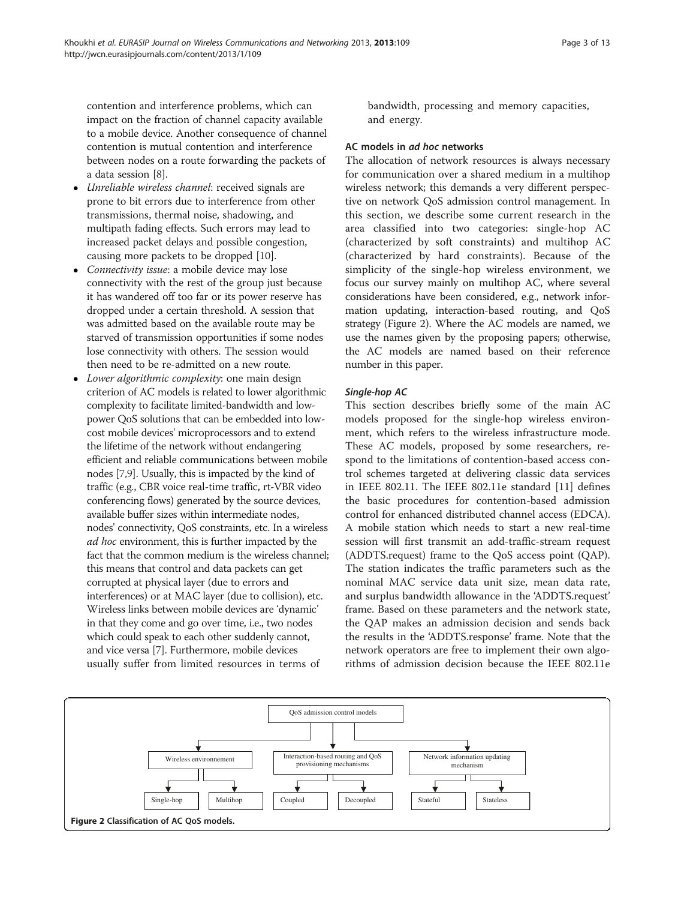contention and interference problems, which can impact on the fraction of channel capacity available to a mobile device. Another consequence of channel contention is mutual contention and interference between nodes on a route forwarding the packets of a data session [8].

- *Unreliable wireless channel*: received signals are prone to bit errors due to interference from other transmissions, thermal noise, shadowing, and multipath fading effects. Such errors may lead to increased packet delays and possible congestion, causing more packets to be dropped [10].
- *Connectivity issue*: a mobile device may lose connectivity with the rest of the group just because it has wandered off too far or its power reserve has dropped under a certain threshold. A session that was admitted based on the available route may be starved of transmission opportunities if some nodes lose connectivity with others. The session would then need to be re-admitted on a new route.
- *Lower algorithmic complexity*: one main design criterion of AC models is related to lower algorithmic complexity to facilitate limited-bandwidth and low-power QoS solutions that can be embedded into low-cost mobile devices' microprocessors and to extend the lifetime of the network without endangering efficient and reliable communications between mobile nodes [7,9]. Usually, this is impacted by the kind of traffic (e.g., CBR voice real-time traffic, rt-VBR video conferencing flows) generated by the source devices, available buffer sizes within intermediate nodes, nodes' connectivity, QoS constraints, etc. In a wireless *ad hoc* environment, this is further impacted by the fact that the common medium is the wireless channel; this means that control and data packets can get corrupted at physical layer (due to errors and interferences) or at MAC layer (due to collision), etc. Wireless links between mobile devices are 'dynamic' in that they come and go over time, i.e., two nodes which could speak to each other suddenly cannot, and vice versa [7]. Furthermore, mobile devices usually suffer from limited resources in terms of bandwidth, processing and memory capacities, and energy.

## AC models in *ad hoc* networks

The allocation of network resources is always necessary for communication over a shared medium in a multihop wireless network; this demands a very different perspective on network QoS admission control management. In this section, we describe some current research in the area classified into two categories: single-hop AC (characterized by soft constraints) and multihop AC (characterized by hard constraints). Because of the simplicity of the single-hop wireless environment, we focus our survey mainly on multihop AC, where several considerations have been considered, e.g., network information updating, interaction-based routing, and QoS strategy (Figure 2). Where the AC models are named, we use the names given by the proposing papers; otherwise, the AC models are named based on their reference number in this paper.

### *Single-hop AC*

This section describes briefly some of the main AC models proposed for the single-hop wireless environment, which refers to the wireless infrastructure mode. These AC models, proposed by some researchers, respond to the limitations of contention-based access control schemes targeted at delivering classic data services in IEEE 802.11. The IEEE 802.11e standard [11] defines the basic procedures for contention-based admission control for enhanced distributed channel access (EDCA). A mobile station which needs to start a new real-time session will first transmit an add-traffic-stream request (ADDTS.request) frame to the QoS access point (QAP). The station indicates the traffic parameters such as the nominal MAC service data unit size, mean data rate, and surplus bandwidth allowance in the 'ADDTS.request' frame. Based on these parameters and the network state, the QAP makes an admission decision and sends back the results in the 'ADDTS.response' frame. Note that the network operators are free to implement their own algorithms of admission decision because the IEEE 802.11e

QoS admission control models

Wireless environnement

Interaction-based routing and QoS provisioning mechanisms

Network information updating mechanism

Single-hop

Multihop

Coupled

Decoupled

Stateful

Stateless

**Figure 2** Classification of AC QoS models.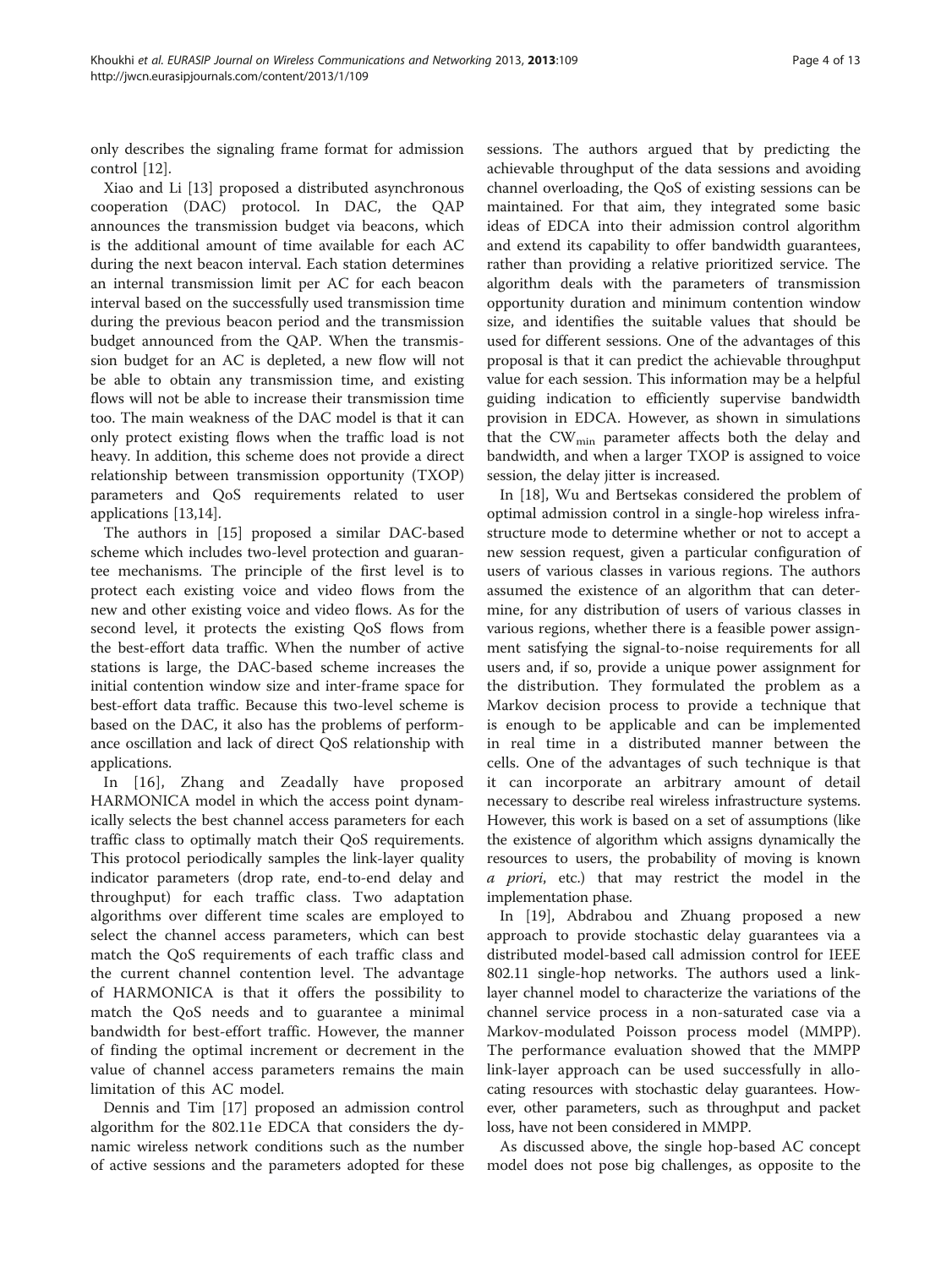only describes the signaling frame format for admission control [12].

Xiao and Li [13] proposed a distributed asynchronous cooperation (DAC) protocol. In DAC, the QAP announces the transmission budget via beacons, which is the additional amount of time available for each AC during the next beacon interval. Each station determines an internal transmission limit per AC for each beacon interval based on the successfully used transmission time during the previous beacon period and the transmission budget announced from the QAP. When the transmission budget for an AC is depleted, a new flow will not be able to obtain any transmission time, and existing flows will not be able to increase their transmission time too. The main weakness of the DAC model is that it can only protect existing flows when the traffic load is not heavy. In addition, this scheme does not provide a direct relationship between transmission opportunity (TXOP) parameters and QoS requirements related to user applications [13,14].

The authors in [15] proposed a similar DAC-based scheme which includes two-level protection and guarantee mechanisms. The principle of the first level is to protect each existing voice and video flows from the new and other existing voice and video flows. As for the second level, it protects the existing QoS flows from the best-effort data traffic. When the number of active stations is large, the DAC-based scheme increases the initial contention window size and inter-frame space for best-effort data traffic. Because this two-level scheme is based on the DAC, it also has the problems of performance oscillation and lack of direct QoS relationship with applications.

In [16], Zhang and Zeadally have proposed HARMONICA model in which the access point dynamically selects the best channel access parameters for each traffic class to optimally match their QoS requirements. This protocol periodically samples the link-layer quality indicator parameters (drop rate, end-to-end delay and throughput) for each traffic class. Two adaptation algorithms over different time scales are employed to select the channel access parameters, which can best match the QoS requirements of each traffic class and the current channel contention level. The advantage of HARMONICA is that it offers the possibility to match the QoS needs and to guarantee a minimal bandwidth for best-effort traffic. However, the manner of finding the optimal increment or decrement in the value of channel access parameters remains the main limitation of this AC model.

Dennis and Tim [17] proposed an admission control algorithm for the 802.11e EDCA that considers the dynamic wireless network conditions such as the number of active sessions and the parameters adopted for these sessions. The authors argued that by predicting the achievable throughput of the data sessions and avoiding channel overloading, the QoS of existing sessions can be maintained. For that aim, they integrated some basic ideas of EDCA into their admission control algorithm and extend its capability to offer bandwidth guarantees, rather than providing a relative prioritized service. The algorithm deals with the parameters of transmission opportunity duration and minimum contention window size, and identifies the suitable values that should be used for different sessions. One of the advantages of this proposal is that it can predict the achievable throughput value for each session. This information may be a helpful guiding indication to efficiently supervise bandwidth provision in EDCA. However, as shown in simulations that the $CW_{min}$ parameter affects both the delay and bandwidth, and when a larger TXOP is assigned to voice session, the delay jitter is increased.

In [18], Wu and Bertsekas considered the problem of optimal admission control in a single-hop wireless infrastructure mode to determine whether or not to accept a new session request, given a particular configuration of users of various classes in various regions. The authors assumed the existence of an algorithm that can determine, for any distribution of users of various classes in various regions, whether there is a feasible power assignment satisfying the signal-to-noise requirements for all users and, if so, provide a unique power assignment for the distribution. They formulated the problem as a Markov decision process to provide a technique that is enough to be applicable and can be implemented in real time in a distributed manner between the cells. One of the advantages of such technique is that it can incorporate an arbitrary amount of detail necessary to describe real wireless infrastructure systems. However, this work is based on a set of assumptions (like the existence of algorithm which assigns dynamically the resources to users, the probability of moving is known *a priori*, etc.) that may restrict the model in the implementation phase.

In [19], Abdrabou and Zhuang proposed a new approach to provide stochastic delay guarantees via a distributed model-based call admission control for IEEE 802.11 single-hop networks. The authors used a link-layer channel model to characterize the variations of the channel service process in a non-saturated case via a Markov-modulated Poisson process model (MMPP). The performance evaluation showed that the MMPP link-layer approach can be used successfully in allocating resources with stochastic delay guarantees. However, other parameters, such as throughput and packet loss, have not been considered in MMPP.

As discussed above, the single hop-based AC concept model does not pose big challenges, as opposite to the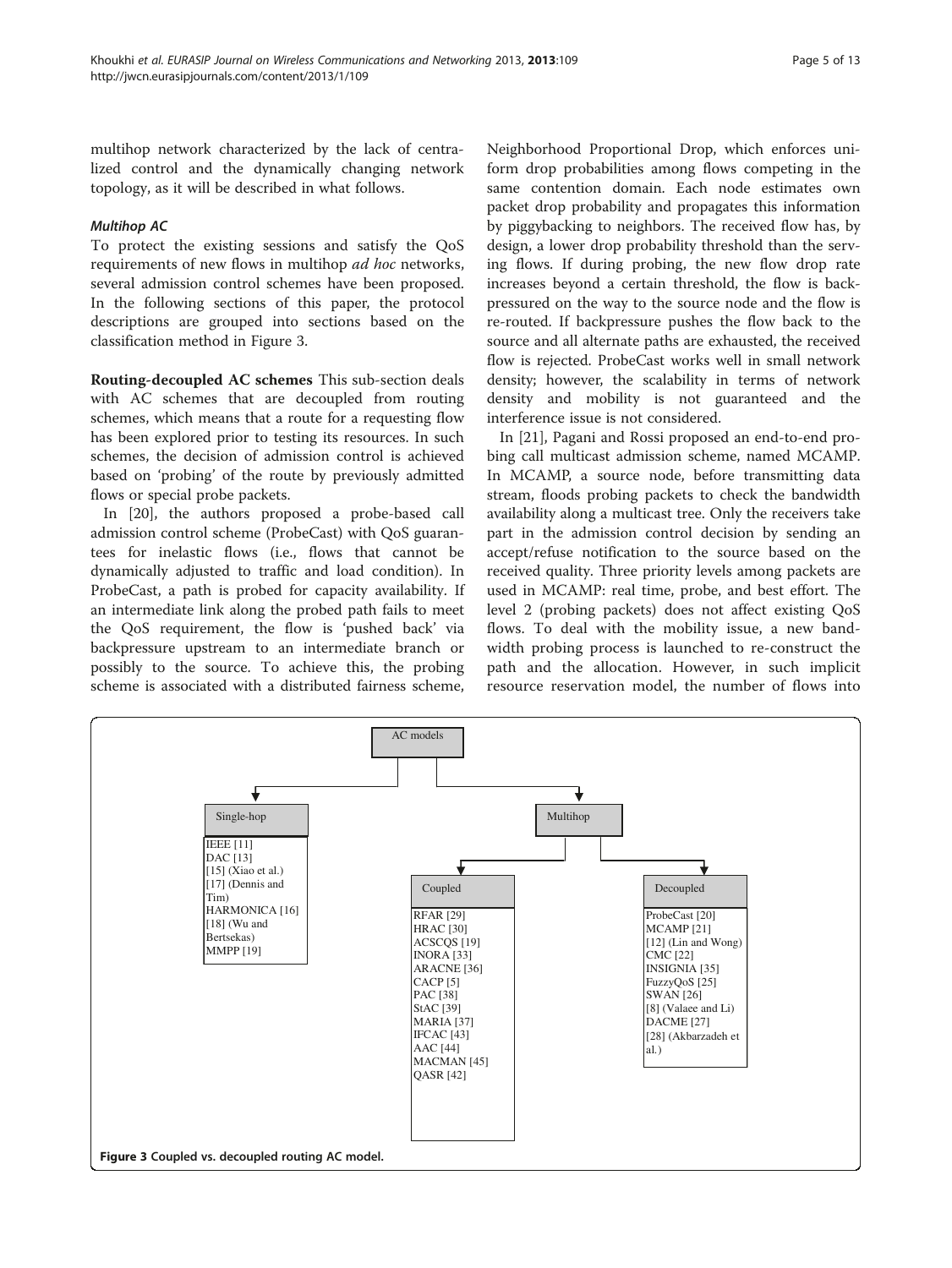multihop network characterized by the lack of centralized control and the dynamically changing network topology, as it will be described in what follows.

### *Multihop AC*

To protect the existing sessions and satisfy the QoS requirements of new flows in multihop *ad hoc* networks, several admission control schemes have been proposed. In the following sections of this paper, the protocol descriptions are grouped into sections based on the classification method in Figure 3.

**Routing-decoupled AC schemes** This sub-section deals with AC schemes that are decoupled from routing schemes, which means that a route for a requesting flow has been explored prior to testing its resources. In such schemes, the decision of admission control is achieved based on 'probing' of the route by previously admitted flows or special probe packets.

In [20], the authors proposed a probe-based call admission control scheme (ProbeCast) with QoS guarantees for inelastic flows (i.e., flows that cannot be dynamically adjusted to traffic and load condition). In ProbeCast, a path is probed for capacity availability. If an intermediate link along the probed path fails to meet the QoS requirement, the flow is 'pushed back' via backpressure upstream to an intermediate branch or possibly to the source. To achieve this, the probing scheme is associated with a distributed fairness scheme, Neighborhood Proportional Drop, which enforces uniform drop probabilities among flows competing in the same contention domain. Each node estimates own packet drop probability and propagates this information by piggybacking to neighbors. The received flow has, by design, a lower drop probability threshold than the serving flows. If during probing, the new flow drop rate increases beyond a certain threshold, the flow is backpressured on the way to the source node and the flow is re-routed. If backpressure pushes the flow back to the source and all alternate paths are exhausted, the received flow is rejected. ProbeCast works well in small network density; however, the scalability in terms of network density and mobility is not guaranteed and the interference issue is not considered.

In [21], Pagani and Rossi proposed an end-to-end probing call multicast admission scheme, named MCAMP. In MCAMP, a source node, before transmitting data stream, floods probing packets to check the bandwidth availability along a multicast tree. Only the receivers take part in the admission control decision by sending an accept/refuse notification to the source based on the received quality. Three priority levels among packets are used in MCAMP: real time, probe, and best effort. The level 2 (probing packets) does not affect existing QoS flows. To deal with the mobility issue, a new bandwidth probing process is launched to re-construct the path and the allocation. However, in such implicit resource reservation model, the number of flows into

AC models

Single-hop

IEEE [11]
DAC [13]
[15] (Xiao et al.)
[17] (Dennis and Tim)
HARMONICA [16]
[18] (Wu and Bertsekas)
MMPP [19]

Multihop

Coupled

RFAR [29]
HRAC [30]
ACSCQS [19]
INORA [33]
ARACNE [36]
CACP [5]
PAC [38]
StAC [39]
MARIA [37]
IFCAC [43]
AAC [44]
MACMAN [45]
QASR [42]

Decoupled

ProbeCast [20]
MCAMP [21]
[12] (Lin and Wong)
CMC [22]
INSIGNIA [35]
FuzzyQoS [25]
SWAN [26]
[8] (Valaee and Li)
DACME [27]
[28] (Akbarzadeh et al.)

**Figure 3** Coupled vs. decoupled routing AC model.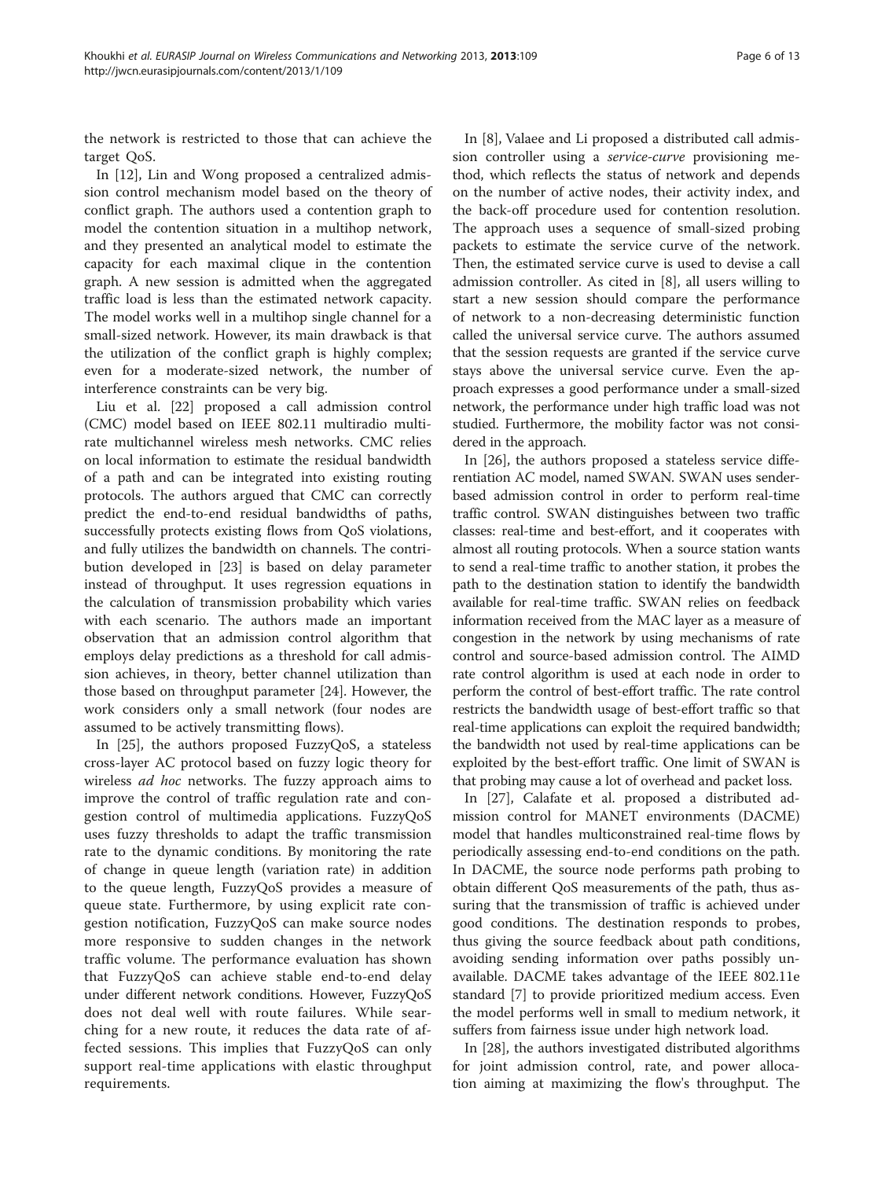the network is restricted to those that can achieve the target QoS.

In [12], Lin and Wong proposed a centralized admission control mechanism model based on the theory of conflict graph. The authors used a contention graph to model the contention situation in a multihop network, and they presented an analytical model to estimate the capacity for each maximal clique in the contention graph. A new session is admitted when the aggregated traffic load is less than the estimated network capacity. The model works well in a multihop single channel for a small-sized network. However, its main drawback is that the utilization of the conflict graph is highly complex; even for a moderate-sized network, the number of interference constraints can be very big.

Liu et al. [22] proposed a call admission control (CMC) model based on IEEE 802.11 multiradio multirate multichannel wireless mesh networks. CMC relies on local information to estimate the residual bandwidth of a path and can be integrated into existing routing protocols. The authors argued that CMC can correctly predict the end-to-end residual bandwidths of paths, successfully protects existing flows from QoS violations, and fully utilizes the bandwidth on channels. The contribution developed in [23] is based on delay parameter instead of throughput. It uses regression equations in the calculation of transmission probability which varies with each scenario. The authors made an important observation that an admission control algorithm that employs delay predictions as a threshold for call admission achieves, in theory, better channel utilization than those based on throughput parameter [24]. However, the work considers only a small network (four nodes are assumed to be actively transmitting flows).

In [25], the authors proposed FuzzyQoS, a stateless cross-layer AC protocol based on fuzzy logic theory for wireless *ad hoc* networks. The fuzzy approach aims to improve the control of traffic regulation rate and congestion control of multimedia applications. FuzzyQoS uses fuzzy thresholds to adapt the traffic transmission rate to the dynamic conditions. By monitoring the rate of change in queue length (variation rate) in addition to the queue length, FuzzyQoS provides a measure of queue state. Furthermore, by using explicit rate congestion notification, FuzzyQoS can make source nodes more responsive to sudden changes in the network traffic volume. The performance evaluation has shown that FuzzyQoS can achieve stable end-to-end delay under different network conditions. However, FuzzyQoS does not deal well with route failures. While searching for a new route, it reduces the data rate of affected sessions. This implies that FuzzyQoS can only support real-time applications with elastic throughput requirements.

In [8], Valaee and Li proposed a distributed call admission controller using a *service-curve* provisioning method, which reflects the status of network and depends on the number of active nodes, their activity index, and the back-off procedure used for contention resolution. The approach uses a sequence of small-sized probing packets to estimate the service curve of the network. Then, the estimated service curve is used to devise a call admission controller. As cited in [8], all users willing to start a new session should compare the performance of network to a non-decreasing deterministic function called the universal service curve. The authors assumed that the session requests are granted if the service curve stays above the universal service curve. Even the approach expresses a good performance under a small-sized network, the performance under high traffic load was not studied. Furthermore, the mobility factor was not considered in the approach.

In [26], the authors proposed a stateless service differentiation AC model, named SWAN. SWAN uses sender-based admission control in order to perform real-time traffic control. SWAN distinguishes between two traffic classes: real-time and best-effort, and it cooperates with almost all routing protocols. When a source station wants to send a real-time traffic to another station, it probes the path to the destination station to identify the bandwidth available for real-time traffic. SWAN relies on feedback information received from the MAC layer as a measure of congestion in the network by using mechanisms of rate control and source-based admission control. The AIMD rate control algorithm is used at each node in order to perform the control of best-effort traffic. The rate control restricts the bandwidth usage of best-effort traffic so that real-time applications can exploit the required bandwidth; the bandwidth not used by real-time applications can be exploited by the best-effort traffic. One limit of SWAN is that probing may cause a lot of overhead and packet loss.

In [27], Calafate et al. proposed a distributed admission control for MANET environments (DACME) model that handles multiconstrained real-time flows by periodically assessing end-to-end conditions on the path. In DACME, the source node performs path probing to obtain different QoS measurements of the path, thus assuring that the transmission of traffic is achieved under good conditions. The destination responds to probes, thus giving the source feedback about path conditions, avoiding sending information over paths possibly unavailable. DACME takes advantage of the IEEE 802.11e standard [7] to provide prioritized medium access. Even the model performs well in small to medium network, it suffers from fairness issue under high network load.

In [28], the authors investigated distributed algorithms for joint admission control, rate, and power allocation aiming at maximizing the flow's throughput. The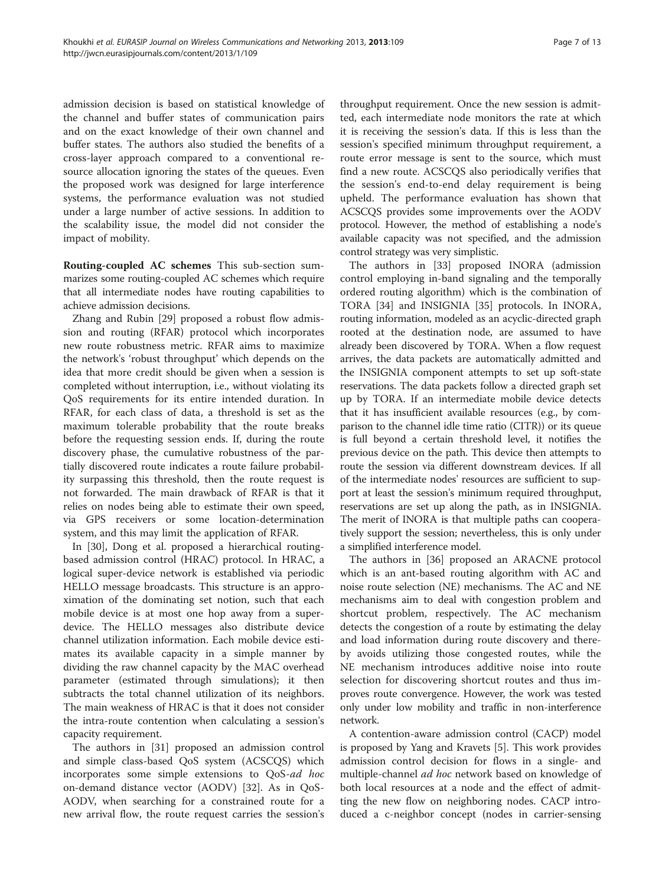admission decision is based on statistical knowledge of the channel and buffer states of communication pairs and on the exact knowledge of their own channel and buffer states. The authors also studied the benefits of a cross-layer approach compared to a conventional resource allocation ignoring the states of the queues. Even the proposed work was designed for large interference systems, the performance evaluation was not studied under a large number of active sessions. In addition to the scalability issue, the model did not consider the impact of mobility.

**Routing-coupled AC schemes** This sub-section summarizes some routing-coupled AC schemes which require that all intermediate nodes have routing capabilities to achieve admission decisions.

Zhang and Rubin [29] proposed a robust flow admission and routing (RFAR) protocol which incorporates new route robustness metric. RFAR aims to maximize the network's 'robust throughput' which depends on the idea that more credit should be given when a session is completed without interruption, i.e., without violating its QoS requirements for its entire intended duration. In RFAR, for each class of data, a threshold is set as the maximum tolerable probability that the route breaks before the requesting session ends. If, during the route discovery phase, the cumulative robustness of the partially discovered route indicates a route failure probability surpassing this threshold, then the route request is not forwarded. The main drawback of RFAR is that it relies on nodes being able to estimate their own speed, via GPS receivers or some location-determination system, and this may limit the application of RFAR.

In [30], Dong et al. proposed a hierarchical routing-based admission control (HRAC) protocol. In HRAC, a logical super-device network is established via periodic HELLO message broadcasts. This structure is an approximation of the dominating set notion, such that each mobile device is at most one hop away from a super-device. The HELLO messages also distribute device channel utilization information. Each mobile device estimates its available capacity in a simple manner by dividing the raw channel capacity by the MAC overhead parameter (estimated through simulations); it then subtracts the total channel utilization of its neighbors. The main weakness of HRAC is that it does not consider the intra-route contention when calculating a session's capacity requirement.

The authors in [31] proposed an admission control and simple class-based QoS system (ACSCQS) which incorporates some simple extensions to QoS-*ad hoc* on-demand distance vector (AODV) [32]. As in QoS-AODV, when searching for a constrained route for a new arrival flow, the route request carries the session's throughput requirement. Once the new session is admitted, each intermediate node monitors the rate at which it is receiving the session's data. If this is less than the session's specified minimum throughput requirement, a route error message is sent to the source, which must find a new route. ACSCQS also periodically verifies that the session's end-to-end delay requirement is being upheld. The performance evaluation has shown that ACSCQS provides some improvements over the AODV protocol. However, the method of establishing a node's available capacity was not specified, and the admission control strategy was very simplistic.

The authors in [33] proposed INORA (admission control employing in-band signaling and the temporally ordered routing algorithm) which is the combination of TORA [34] and INSIGNIA [35] protocols. In INORA, routing information, modeled as an acyclic-directed graph rooted at the destination node, are assumed to have already been discovered by TORA. When a flow request arrives, the data packets are automatically admitted and the INSIGNIA component attempts to set up soft-state reservations. The data packets follow a directed graph set up by TORA. If an intermediate mobile device detects that it has insufficient available resources (e.g., by comparison to the channel idle time ratio (CITR)) or its queue is full beyond a certain threshold level, it notifies the previous device on the path. This device then attempts to route the session via different downstream devices. If all of the intermediate nodes' resources are sufficient to support at least the session's minimum required throughput, reservations are set up along the path, as in INSIGNIA. The merit of INORA is that multiple paths can cooperatively support the session; nevertheless, this is only under a simplified interference model.

The authors in [36] proposed an ARACNE protocol which is an ant-based routing algorithm with AC and noise route selection (NE) mechanisms. The AC and NE mechanisms aim to deal with congestion problem and shortcut problem, respectively. The AC mechanism detects the congestion of a route by estimating the delay and load information during route discovery and thereby avoids utilizing those congested routes, while the NE mechanism introduces additive noise into route selection for discovering shortcut routes and thus improves route convergence. However, the work was tested only under low mobility and traffic in non-interference network.

A contention-aware admission control (CACP) model is proposed by Yang and Kravets [5]. This work provides admission control decision for flows in a single- and multiple-channel *ad hoc* network based on knowledge of both local resources at a node and the effect of admitting the new flow on neighboring nodes. CACP introduced a c-neighbor concept (nodes in carrier-sensing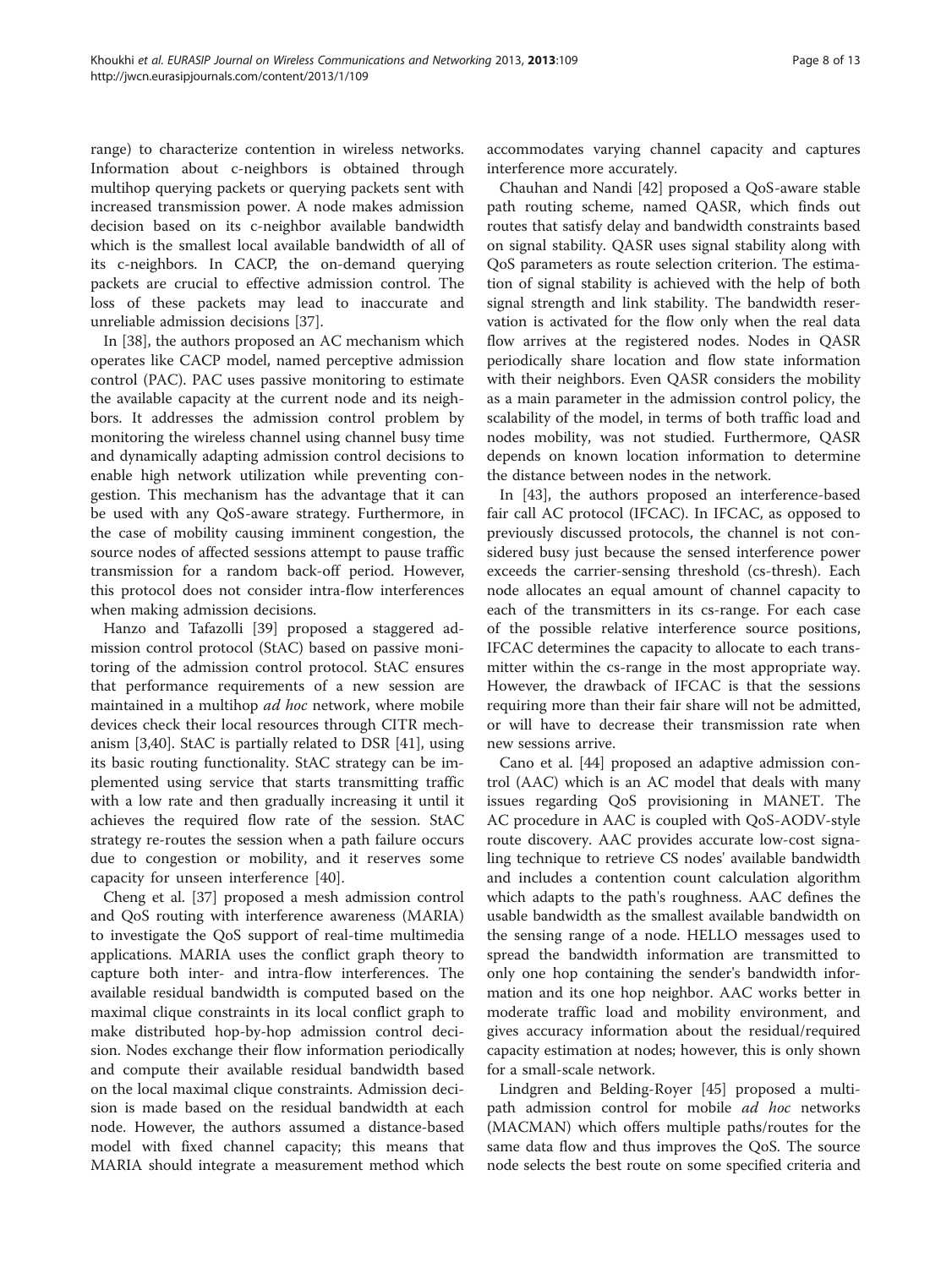range) to characterize contention in wireless networks. Information about c-neighbors is obtained through multihop querying packets or querying packets sent with increased transmission power. A node makes admission decision based on its c-neighbor available bandwidth which is the smallest local available bandwidth of all of its c-neighbors. In CACP, the on-demand querying packets are crucial to effective admission control. The loss of these packets may lead to inaccurate and unreliable admission decisions [37].

In [38], the authors proposed an AC mechanism which operates like CACP model, named perceptive admission control (PAC). PAC uses passive monitoring to estimate the available capacity at the current node and its neighbors. It addresses the admission control problem by monitoring the wireless channel using channel busy time and dynamically adapting admission control decisions to enable high network utilization while preventing congestion. This mechanism has the advantage that it can be used with any QoS-aware strategy. Furthermore, in the case of mobility causing imminent congestion, the source nodes of affected sessions attempt to pause traffic transmission for a random back-off period. However, this protocol does not consider intra-flow interferences when making admission decisions.

Hanzo and Tafazolli [39] proposed a staggered admission control protocol (StAC) based on passive monitoring of the admission control protocol. StAC ensures that performance requirements of a new session are maintained in a multihop *ad hoc* network, where mobile devices check their local resources through CITR mechanism [3,40]. StAC is partially related to DSR [41], using its basic routing functionality. StAC strategy can be implemented using service that starts transmitting traffic with a low rate and then gradually increasing it until it achieves the required flow rate of the session. StAC strategy re-routes the session when a path failure occurs due to congestion or mobility, and it reserves some capacity for unseen interference [40].

Cheng et al. [37] proposed a mesh admission control and QoS routing with interference awareness (MARIA) to investigate the QoS support of real-time multimedia applications. MARIA uses the conflict graph theory to capture both inter- and intra-flow interferences. The available residual bandwidth is computed based on the maximal clique constraints in its local conflict graph to make distributed hop-by-hop admission control decision. Nodes exchange their flow information periodically and compute their available residual bandwidth based on the local maximal clique constraints. Admission decision is made based on the residual bandwidth at each node. However, the authors assumed a distance-based model with fixed channel capacity; this means that MARIA should integrate a measurement method which accommodates varying channel capacity and captures interference more accurately.

Chauhan and Nandi [42] proposed a QoS-aware stable path routing scheme, named QASR, which finds out routes that satisfy delay and bandwidth constraints based on signal stability. QASR uses signal stability along with QoS parameters as route selection criterion. The estimation of signal stability is achieved with the help of both signal strength and link stability. The bandwidth reservation is activated for the flow only when the real data flow arrives at the registered nodes. Nodes in QASR periodically share location and flow state information with their neighbors. Even QASR considers the mobility as a main parameter in the admission control policy, the scalability of the model, in terms of both traffic load and nodes mobility, was not studied. Furthermore, QASR depends on known location information to determine the distance between nodes in the network.

In [43], the authors proposed an interference-based fair call AC protocol (IFCAC). In IFCAC, as opposed to previously discussed protocols, the channel is not considered busy just because the sensed interference power exceeds the carrier-sensing threshold (cs-thresh). Each node allocates an equal amount of channel capacity to each of the transmitters in its cs-range. For each case of the possible relative interference source positions, IFCAC determines the capacity to allocate to each transmitter within the cs-range in the most appropriate way. However, the drawback of IFCAC is that the sessions requiring more than their fair share will not be admitted, or will have to decrease their transmission rate when new sessions arrive.

Cano et al. [44] proposed an adaptive admission control (AAC) which is an AC model that deals with many issues regarding QoS provisioning in MANET. The AC procedure in AAC is coupled with QoS-AODV-style route discovery. AAC provides accurate low-cost signaling technique to retrieve CS nodes' available bandwidth and includes a contention count calculation algorithm which adapts to the path's roughness. AAC defines the usable bandwidth as the smallest available bandwidth on the sensing range of a node. HELLO messages used to spread the bandwidth information are transmitted to only one hop containing the sender's bandwidth information and its one hop neighbor. AAC works better in moderate traffic load and mobility environment, and gives accuracy information about the residual/required capacity estimation at nodes; however, this is only shown for a small-scale network.

Lindgren and Belding-Royer [45] proposed a multipath admission control for mobile *ad hoc* networks (MACMAN) which offers multiple paths/routes for the same data flow and thus improves the QoS. The source node selects the best route on some specified criteria and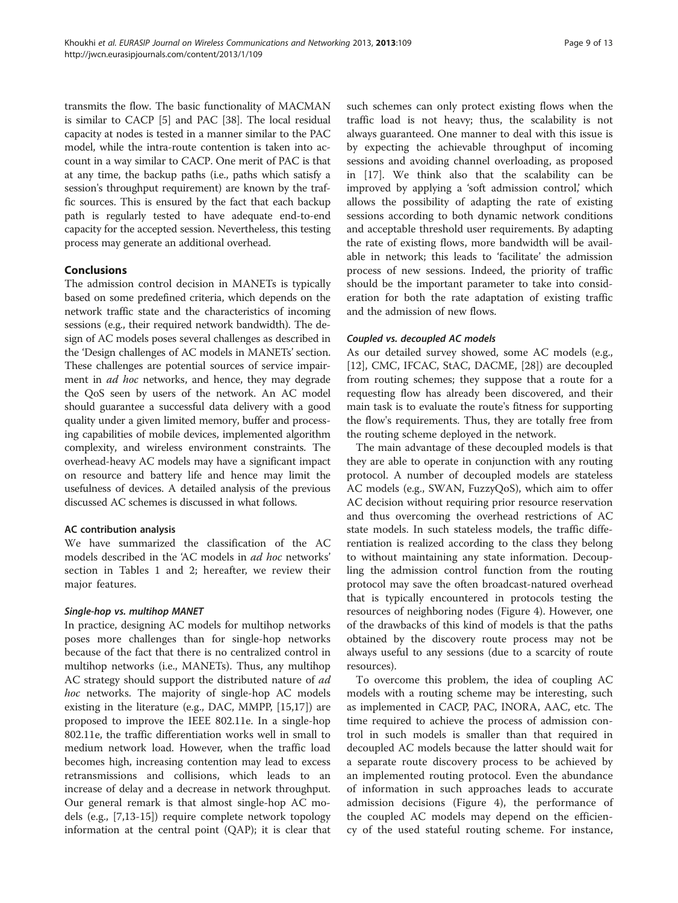transmits the flow. The basic functionality of MACMAN is similar to CACP [5] and PAC [38]. The local residual capacity at nodes is tested in a manner similar to the PAC model, while the intra-route contention is taken into account in a way similar to CACP. One merit of PAC is that at any time, the backup paths (i.e., paths which satisfy a session's throughput requirement) are known by the traffic sources. This is ensured by the fact that each backup path is regularly tested to have adequate end-to-end capacity for the accepted session. Nevertheless, this testing process may generate an additional overhead.

## Conclusions

The admission control decision in MANETs is typically based on some predefined criteria, which depends on the network traffic state and the characteristics of incoming sessions (e.g., their required network bandwidth). The design of AC models poses several challenges as described in the 'Design challenges of AC models in MANETs' section. These challenges are potential sources of service impairment in *ad hoc* networks, and hence, they may degrade the QoS seen by users of the network. An AC model should guarantee a successful data delivery with a good quality under a given limited memory, buffer and processing capabilities of mobile devices, implemented algorithm complexity, and wireless environment constraints. The overhead-heavy AC models may have a significant impact on resource and battery life and hence may limit the usefulness of devices. A detailed analysis of the previous discussed AC schemes is discussed in what follows.

### AC contribution analysis

We have summarized the classification of the AC models described in the 'AC models in *ad hoc* networks' section in Tables 1 and 2; hereafter, we review their major features.

#### *Single-hop vs. multihop MANET*

In practice, designing AC models for multihop networks poses more challenges than for single-hop networks because of the fact that there is no centralized control in multihop networks (i.e., MANETs). Thus, any multihop AC strategy should support the distributed nature of *ad hoc* networks. The majority of single-hop AC models existing in the literature (e.g., DAC, MMPP, [15,17]) are proposed to improve the IEEE 802.11e. In a single-hop 802.11e, the traffic differentiation works well in small to medium network load. However, when the traffic load becomes high, increasing contention may lead to excess retransmissions and collisions, which leads to an increase of delay and a decrease in network throughput. Our general remark is that almost single-hop AC models (e.g., [7,13-15]) require complete network topology information at the central point (QAP); it is clear that such schemes can only protect existing flows when the traffic load is not heavy; thus, the scalability is not always guaranteed. One manner to deal with this issue is by expecting the achievable throughput of incoming sessions and avoiding channel overloading, as proposed in [17]. We think also that the scalability can be improved by applying a 'soft admission control,' which allows the possibility of adapting the rate of existing sessions according to both dynamic network conditions and acceptable threshold user requirements. By adapting the rate of existing flows, more bandwidth will be available in network; this leads to 'facilitate' the admission process of new sessions. Indeed, the priority of traffic should be the important parameter to take into consideration for both the rate adaptation of existing traffic and the admission of new flows.

#### *Coupled vs. decoupled AC models*

As our detailed survey showed, some AC models (e.g., [12], CMC, IFCAC, StAC, DACME, [28]) are decoupled from routing schemes; they suppose that a route for a requesting flow has already been discovered, and their main task is to evaluate the route's fitness for supporting the flow's requirements. Thus, they are totally free from the routing scheme deployed in the network.

The main advantage of these decoupled models is that they are able to operate in conjunction with any routing protocol. A number of decoupled models are stateless AC models (e.g., SWAN, FuzzyQoS), which aim to offer AC decision without requiring prior resource reservation and thus overcoming the overhead restrictions of AC state models. In such stateless models, the traffic differentiation is realized according to the class they belong to without maintaining any state information. Decoupling the admission control function from the routing protocol may save the often broadcast-natured overhead that is typically encountered in protocols testing the resources of neighboring nodes (Figure 4). However, one of the drawbacks of this kind of models is that the paths obtained by the discovery route process may not be always useful to any sessions (due to a scarcity of route resources).

To overcome this problem, the idea of coupling AC models with a routing scheme may be interesting, such as implemented in CACP, PAC, INORA, AAC, etc. The time required to achieve the process of admission control in such models is smaller than that required in decoupled AC models because the latter should wait for a separate route discovery process to be achieved by an implemented routing protocol. Even the abundance of information in such approaches leads to accurate admission decisions (Figure 4), the performance of the coupled AC models may depend on the efficiency of the used stateful routing scheme. For instance,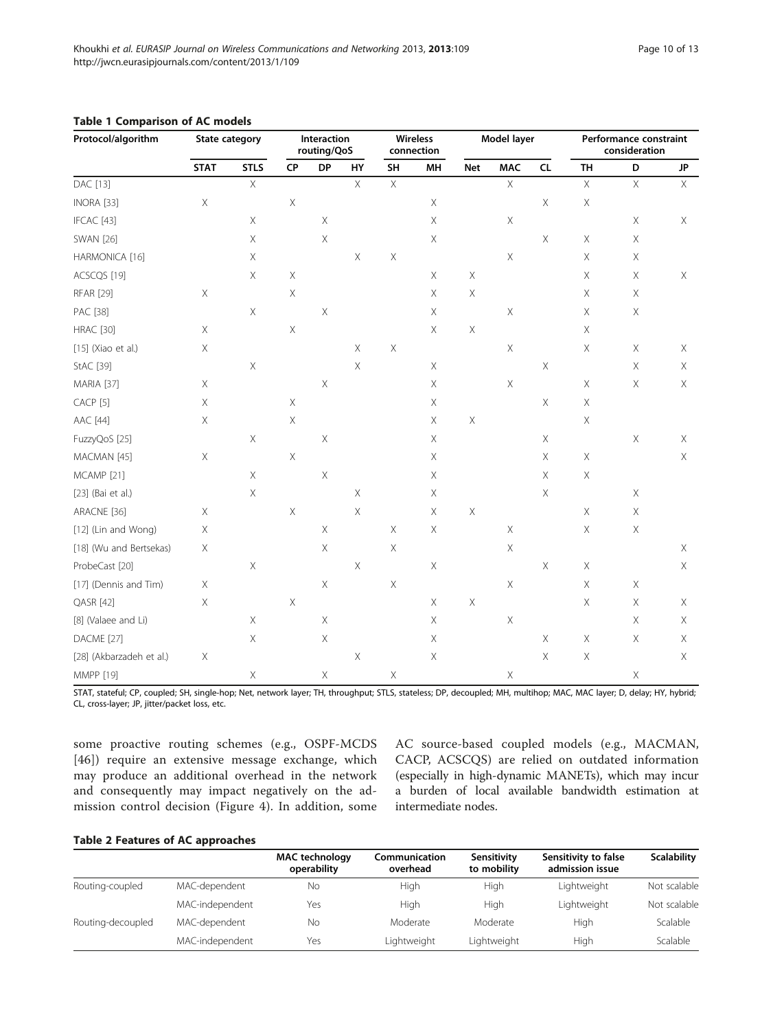**Table 1 Comparison of AC models**

| Protocol/algorithm | State category | | Interaction routing/QoS | | | Wireless connection | | Model layer | | | Performance constraint consideration | | |
|---|---|---|---|---|---|---|---|---|---|---|---|---|---|
| | STAT | STLS | CP | DP | HY | SH | MH | Net | MAC | CL | TH | D | JP |
| DAC [13] | | X | | | X | X | | | X | | X | X | X |
| INORA [33] | X | | X | | | | X | | | X | X | | |
| IFCAC [43] | | X | | X | | | X | | X | | | X | X |
| SWAN [26] | | X | | X | | | X | | | X | X | X | |
| HARMONICA [16] | | X | | | X | X | | | X | | X | X | |
| ACSCQS [19] | | X | X | | | | X | X | | | X | X | X |
| RFAR [29] | X | | X | | | | X | X | | | X | X | |
| PAC [38] | | X | | X | | | X | | X | | X | X | |
| HRAC [30] | X | | X | | | | X | X | | | X | | |
| [15] (Xiao et al.) | X | | | | X | X | | | X | | X | X | X |
| StAC [39] | | X | | | X | | X | | | X | | X | X |
| MARIA [37] | X | | | X | | | X | | X | | X | X | X |
| CACP [5] | X | | X | | | | X | | | X | X | | |
| AAC [44] | X | | X | | | | X | X | | | X | | |
| FuzzyQoS [25] | | X | | X | | | X | | | X | | X | X |
| MACMAN [45] | X | | X | | | | X | | | X | X | | X |
| MCAMP [21] | | X | | X | | | X | | | X | X | | |
| [23] (Bai et al.) | | X | | | X | | X | | | X | | X | |
| ARACNE [36] | X | | X | | X | | X | X | | | X | X | |
| [12] (Lin and Wong) | X | | | X | | X | X | | X | | X | X | |
| [18] (Wu and Bertsekas) | X | | | X | | X | | | X | | | | X |
| ProbeCast [20] | | X | | | X | | X | | | X | X | | X |
| [17] (Dennis and Tim) | X | | | X | | X | | | X | | X | X | |
| QASR [42] | X | | X | | | | X | X | | | X | X | X |
| [8] (Valaee and Li) | | X | | X | | | X | | X | | | X | X |
| DACME [27] | | X | | X | | | X | | | X | X | X | X |
| [28] (Akbarzadeh et al.) | X | | | | X | | X | | | X | X | | X |
| MMPP [19] | | X | | X | | X | | | X | | | X | |

STAT, stateful; CP, coupled; SH, single-hop; Net, network layer; TH, throughput; STLS, stateless; DP, decoupled; MH, multihop; MAC, MAC layer; D, delay; HY, hybrid; CL, cross-layer; JP, jitter/packet loss, etc.

some proactive routing schemes (e.g., OSPF-MCDS [46]) require an extensive message exchange, which may produce an additional overhead in the network and consequently may impact negatively on the admission control decision (Figure 4). In addition, some AC source-based coupled models (e.g., MACMAN, CACP, ACSCQS) are relied on outdated information (especially in high-dynamic MANETs), which may incur a burden of local available bandwidth estimation at intermediate nodes.

**Table 2 Features of AC approaches**

| | | MAC technology operability | Communication overhead | Sensitivity to mobility | Sensitivity to false admission issue | Scalability |
|---|---|---|---|---|---|---|
| Routing-coupled | MAC-dependent | No | High | High | Lightweight | Not scalable |
| | MAC-independent | Yes | High | High | Lightweight | Not scalable |
| Routing-decoupled | MAC-dependent | No | Moderate | Moderate | High | Scalable |
| | MAC-independent | Yes | Lightweight | Lightweight | High | Scalable |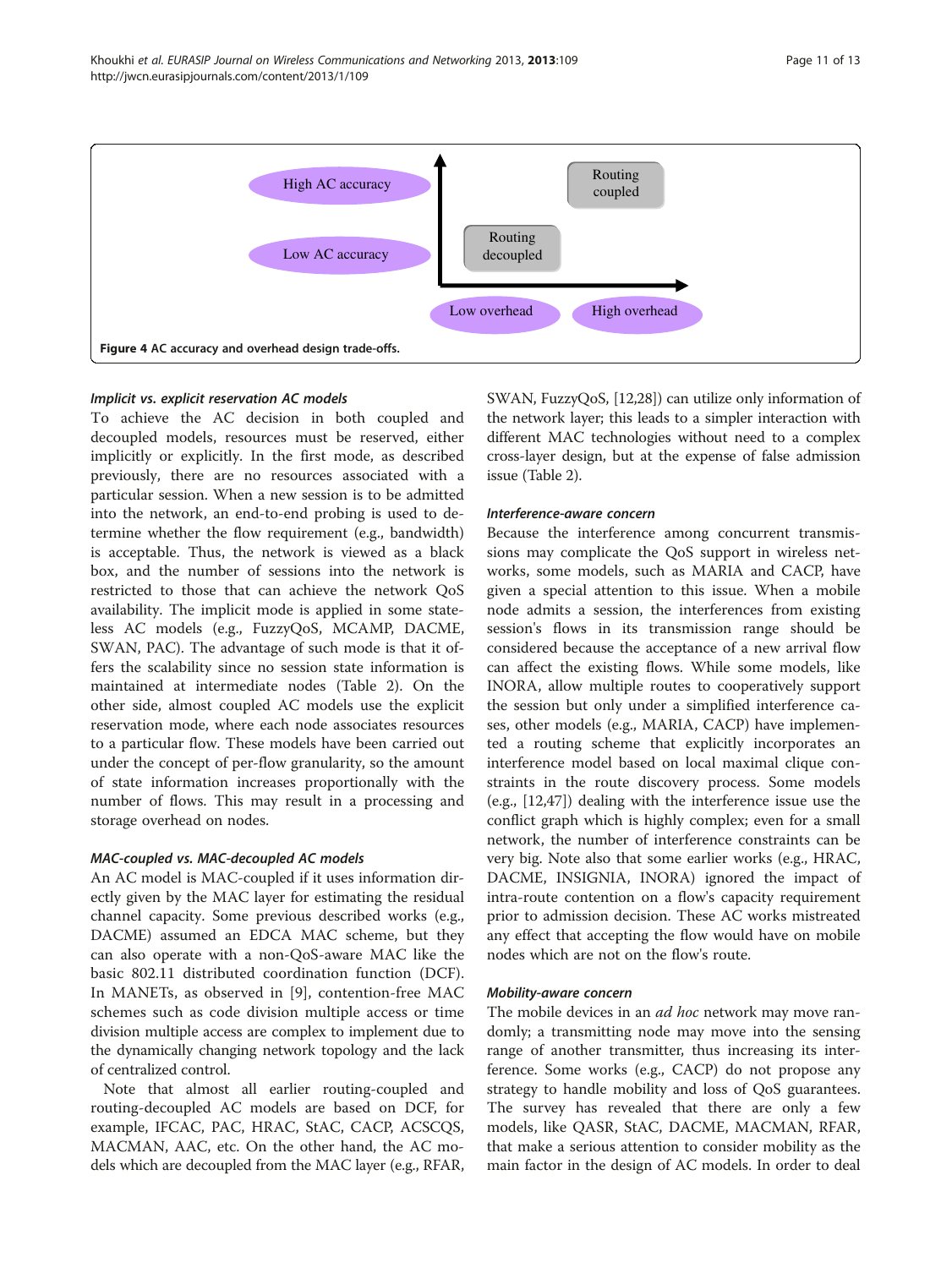High AC accuracy

Low AC accuracy

Routing coupled

Routing decoupled

Low overhead

High overhead

**Figure 4** AC accuracy and overhead design trade-offs.

### *Implicit vs. explicit reservation AC models*

To achieve the AC decision in both coupled and decoupled models, resources must be reserved, either implicitly or explicitly. In the first mode, as described previously, there are no resources associated with a particular session. When a new session is to be admitted into the network, an end-to-end probing is used to determine whether the flow requirement (e.g., bandwidth) is acceptable. Thus, the network is viewed as a black box, and the number of sessions into the network is restricted to those that can achieve the network QoS availability. The implicit mode is applied in some stateless AC models (e.g., FuzzyQoS, MCAMP, DACME, SWAN, PAC). The advantage of such mode is that it offers the scalability since no session state information is maintained at intermediate nodes (Table 2). On the other side, almost coupled AC models use the explicit reservation mode, where each node associates resources to a particular flow. These models have been carried out under the concept of per-flow granularity, so the amount of state information increases proportionally with the number of flows. This may result in a processing and storage overhead on nodes.

### *MAC-coupled vs. MAC-decoupled AC models*

An AC model is MAC-coupled if it uses information directly given by the MAC layer for estimating the residual channel capacity. Some previous described works (e.g., DACME) assumed an EDCA MAC scheme, but they can also operate with a non-QoS-aware MAC like the basic 802.11 distributed coordination function (DCF). In MANETs, as observed in [9], contention-free MAC schemes such as code division multiple access or time division multiple access are complex to implement due to the dynamically changing network topology and the lack of centralized control.

Note that almost all earlier routing-coupled and routing-decoupled AC models are based on DCF, for example, IFCAC, PAC, HRAC, StAC, CACP, ACSCQS, MACMAN, AAC, etc. On the other hand, the AC models which are decoupled from the MAC layer (e.g., RFAR, SWAN, FuzzyQoS, [12,28]) can utilize only information of the network layer; this leads to a simpler interaction with different MAC technologies without need to a complex cross-layer design, but at the expense of false admission issue (Table 2).

### *Interference-aware concern*

Because the interference among concurrent transmissions may complicate the QoS support in wireless networks, some models, such as MARIA and CACP, have given a special attention to this issue. When a mobile node admits a session, the interferences from existing session's flows in its transmission range should be considered because the acceptance of a new arrival flow can affect the existing flows. While some models, like INORA, allow multiple routes to cooperatively support the session but only under a simplified interference cases, other models (e.g., MARIA, CACP) have implemented a routing scheme that explicitly incorporates an interference model based on local maximal clique constraints in the route discovery process. Some models (e.g., [12,47]) dealing with the interference issue use the conflict graph which is highly complex; even for a small network, the number of interference constraints can be very big. Note also that some earlier works (e.g., HRAC, DACME, INSIGNIA, INORA) ignored the impact of intra-route contention on a flow's capacity requirement prior to admission decision. These AC works mistreated any effect that accepting the flow would have on mobile nodes which are not on the flow's route.

### *Mobility-aware concern*

The mobile devices in an *ad hoc* network may move randomly; a transmitting node may move into the sensing range of another transmitter, thus increasing its interference. Some works (e.g., CACP) do not propose any strategy to handle mobility and loss of QoS guarantees. The survey has revealed that there are only a few models, like QASR, StAC, DACME, MACMAN, RFAR, that make a serious attention to consider mobility as the main factor in the design of AC models. In order to deal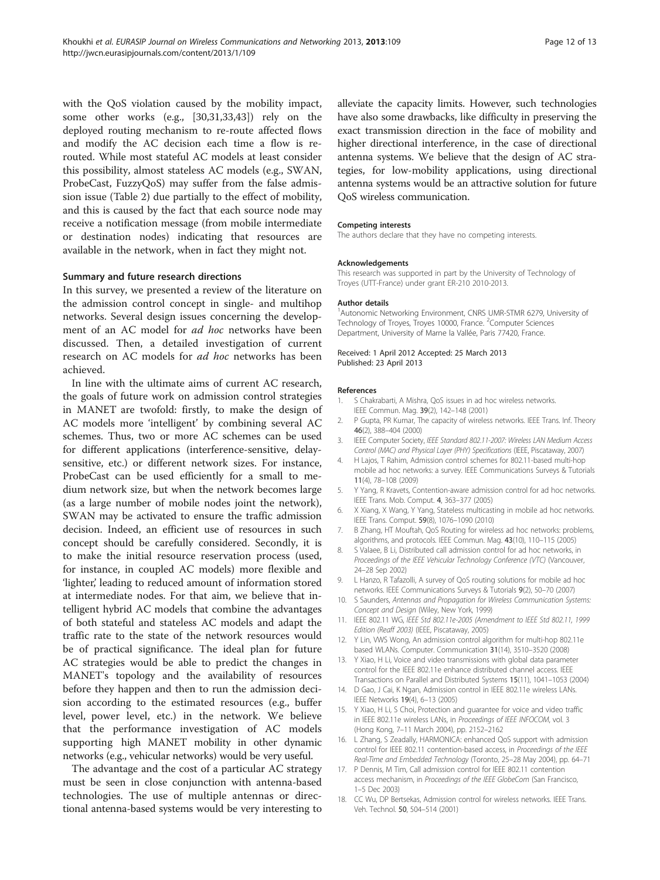with the QoS violation caused by the mobility impact, some other works (e.g., [30,31,33,43]) rely on the deployed routing mechanism to re-route affected flows and modify the AC decision each time a flow is rerouted. While most stateful AC models at least consider this possibility, almost stateless AC models (e.g., SWAN, ProbeCast, FuzzyQoS) may suffer from the false admission issue (Table 2) due partially to the effect of mobility, and this is caused by the fact that each source node may receive a notification message (from mobile intermediate or destination nodes) indicating that resources are available in the network, when in fact they might not.

## Summary and future research directions

In this survey, we presented a review of the literature on the admission control concept in single- and multihop networks. Several design issues concerning the development of an AC model for *ad hoc* networks have been discussed. Then, a detailed investigation of current research on AC models for *ad hoc* networks has been achieved.

In line with the ultimate aims of current AC research, the goals of future work on admission control strategies in MANET are twofold: firstly, to make the design of AC models more 'intelligent' by combining several AC schemes. Thus, two or more AC schemes can be used for different applications (interference-sensitive, delay-sensitive, etc.) or different network sizes. For instance, ProbeCast can be used efficiently for a small to medium network size, but when the network becomes large (as a large number of mobile nodes joint the network), SWAN may be activated to ensure the traffic admission decision. Indeed, an efficient use of resources in such concept should be carefully considered. Secondly, it is to make the initial resource reservation process (used, for instance, in coupled AC models) more flexible and 'lighter,' leading to reduced amount of information stored at intermediate nodes. For that aim, we believe that intelligent hybrid AC models that combine the advantages of both stateful and stateless AC models and adapt the traffic rate to the state of the network resources would be of practical significance. The ideal plan for future AC strategies would be able to predict the changes in MANET's topology and the availability of resources before they happen and then to run the admission decision according to the estimated resources (e.g., buffer level, power level, etc.) in the network. We believe that the performance investigation of AC models supporting high MANET mobility in other dynamic networks (e.g., vehicular networks) would be very useful.

The advantage and the cost of a particular AC strategy must be seen in close conjunction with antenna-based technologies. The use of multiple antennas or directional antenna-based systems would be very interesting to alleviate the capacity limits. However, such technologies have also some drawbacks, like difficulty in preserving the exact transmission direction in the face of mobility and higher directional interference, in the case of directional antenna systems. We believe that the design of AC strategies, for low-mobility applications, using directional antenna systems would be an attractive solution for future QoS wireless communication.

#### Competing interests

The authors declare that they have no competing interests.

#### Acknowledgements

This research was supported in part by the University of Technology of Troyes (UTT-France) under grant ER-210 2010-2013.

#### Author details

[1]Autonomic Networking Environment, CNRS UMR-STMR 6279, University of Technology of Troyes, Troyes 10000, France. [2]Computer Sciences Department, University of Marne la Vallée, Paris 77420, France.

Received: 1 April 2012 Accepted: 25 March 2013
Published: 23 April 2013

#### References

1. S Chakrabarti, A Mishra, QoS issues in ad hoc wireless networks. IEEE Commun. Mag. **39**(2), 142–148 (2001)
2. P Gupta, PR Kumar, The capacity of wireless networks. IEEE Trans. Inf. Theory **46**(2), 388–404 (2000)
3. IEEE Computer Society, *IEEE Standard 802.11-2007: Wireless LAN Medium Access Control (MAC) and Physical Layer (PHY) Specifications* (IEEE, Piscataway, 2007)
4. H Lajos, T Rahim, Admission control schemes for 802.11-based multi-hop mobile ad hoc networks: a survey. IEEE Communications Surveys & Tutorials **11**(4), 78–108 (2009)
5. Y Yang, R Kravets, Contention-aware admission control for ad hoc networks. IEEE Trans. Mob. Comput. **4**, 363–377 (2005)
6. X Xiang, X Wang, Y Yang, Stateless multicasting in mobile ad hoc networks. IEEE Trans. Comput. **59**(8), 1076–1090 (2010)
7. B Zhang, HT Mouftah, QoS Routing for wireless ad hoc networks: problems, algorithms, and protocols. IEEE Commun. Mag. **43**(10), 110–115 (2005)
8. S Valaee, B Li, Distributed call admission control for ad hoc networks, in *Proceedings of the IEEE Vehicular Technology Conference (VTC)* (Vancouver, 24–28 Sep 2002)
9. L Hanzo, R Tafazolli, A survey of QoS routing solutions for mobile ad hoc networks. IEEE Communications Surveys & Tutorials **9**(2), 50–70 (2007)
10. S Saunders, *Antennas and Propagation for Wireless Communication Systems: Concept and Design* (Wiley, New York, 1999)
11. IEEE 802.11 WG, *IEEE Std 802.11e-2005 (Amendment to IEEE Std 802.11, 1999 Edition (Reaff 2003)* (IEEE, Piscataway, 2005)
12. Y Lin, VWS Wong, An admission control algorithm for multi-hop 802.11e based WLANs. Computer. Communication **31**(14), 3510–3520 (2008)
13. Y Xiao, H Li, Voice and video transmissions with global data parameter control for the IEEE 802.11e enhance distributed channel access. IEEE Transactions on Parallel and Distributed Systems **15**(11), 1041–1053 (2004)
14. D Gao, J Cai, K Ngan, Admission control in IEEE 802.11e wireless LANs. IEEE Networks **19**(4), 6–13 (2005)
15. Y Xiao, H Li, S Choi, Protection and guarantee for voice and video traffic in IEEE 802.11e wireless LANs, in *Proceedings of IEEE INFOCOM*, vol. 3 (Hong Kong, 7–11 March 2004), pp. 2152–2162
16. L Zhang, S Zeadally, HARMONICA: enhanced QoS support with admission control for IEEE 802.11 contention-based access, in *Proceedings of the IEEE Real-Time and Embedded Technology* (Toronto, 25–28 May 2004), pp. 64–71
17. P Dennis, M Tim, Call admission control for IEEE 802.11 contention access mechanism, in *Proceedings of the IEEE GlobeCom* (San Francisco, 1–5 Dec 2003)
18. CC Wu, DP Bertsekas, Admission control for wireless networks. IEEE Trans. Veh. Technol. **50**, 504–514 (2001)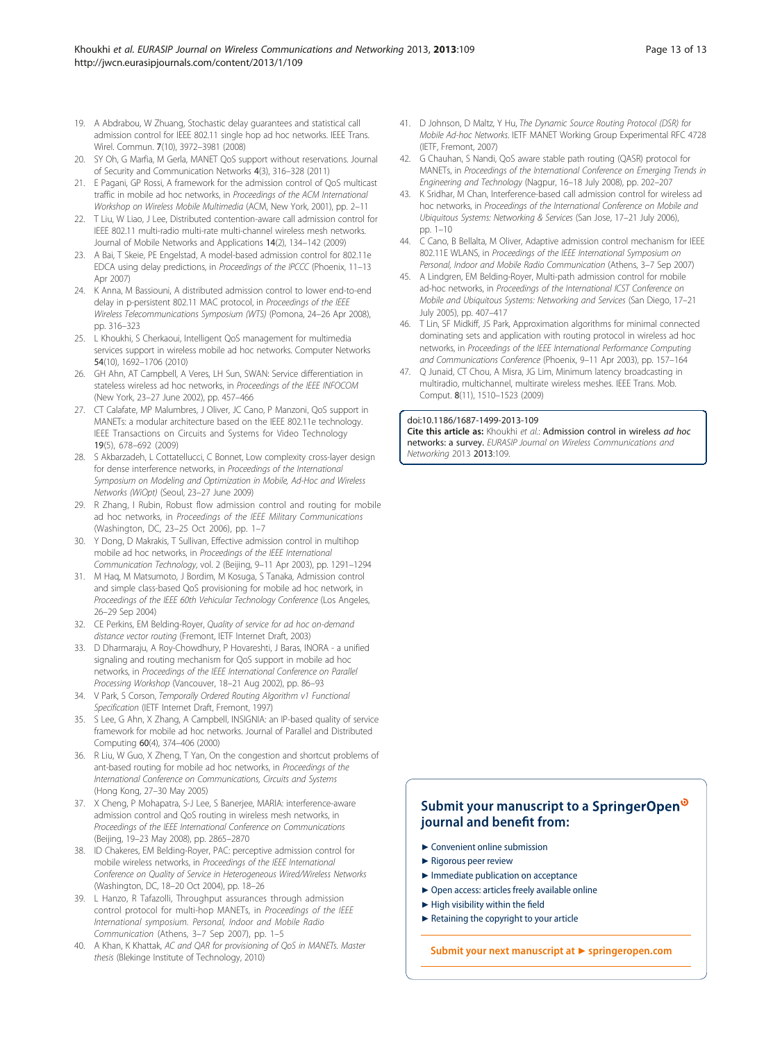19. A Abdrabou, W Zhuang, Stochastic delay guarantees and statistical call admission control for IEEE 802.11 single hop ad hoc networks. IEEE Trans. Wirel. Commun. **7**(10), 3972–3981 (2008)
20. SY Oh, G Marfia, M Gerla, MANET QoS support without reservations. Journal of Security and Communication Networks **4**(3), 316–328 (2011)
21. E Pagani, GP Rossi, A framework for the admission control of QoS multicast traffic in mobile ad hoc networks, in *Proceedings of the ACM International Workshop on Wireless Mobile Multimedia* (ACM, New York, 2001), pp. 2–11
22. T Liu, W Liao, J Lee, Distributed contention-aware call admission control for IEEE 802.11 multi-radio multi-rate multi-channel wireless mesh networks. Journal of Mobile Networks and Applications **14**(2), 134–142 (2009)
23. A Bai, T Skeie, PE Engelstad, A model-based admission control for 802.11e EDCA using delay predictions, in *Proceedings of the IPCCC* (Phoenix, 11–13 Apr 2007)
24. K Anna, M Bassiouni, A distributed admission control to lower end-to-end delay in p-persistent 802.11 MAC protocol, in *Proceedings of the IEEE Wireless Telecommunications Symposium (WTS)* (Pomona, 24–26 Apr 2008), pp. 316–323
25. L Khoukhi, S Cherkaoui, Intelligent QoS management for multimedia services support in wireless mobile ad hoc networks. Computer Networks **54**(10), 1692–1706 (2010)
26. GH Ahn, AT Campbell, A Veres, LH Sun, SWAN: Service differentiation in stateless wireless ad hoc networks, in *Proceedings of the IEEE INFOCOM* (New York, 23–27 June 2002), pp. 457–466
27. CT Calafate, MP Malumbres, J Oliver, JC Cano, P Manzoni, QoS support in MANETs: a modular architecture based on the IEEE 802.11e technology. IEEE Transactions on Circuits and Systems for Video Technology **19**(5), 678–692 (2009)
28. S Akbarzadeh, L Cottatellucci, C Bonnet, Low complexity cross-layer design for dense interference networks, in *Proceedings of the International Symposium on Modeling and Optimization in Mobile, Ad-Hoc and Wireless Networks (WiOpt)* (Seoul, 23–27 June 2009)
29. R Zhang, I Rubin, Robust flow admission control and routing for mobile ad hoc networks, in *Proceedings of the IEEE Military Communications* (Washington, DC, 23–25 Oct 2006), pp. 1–7
30. Y Dong, D Makrakis, T Sullivan, Effective admission control in multihop mobile ad hoc networks, in *Proceedings of the IEEE International Communication Technology*, vol. 2 (Beijing, 9–11 Apr 2003), pp. 1291–1294
31. M Haq, M Matsumoto, J Bordim, M Kosuga, S Tanaka, Admission control and simple class-based QoS provisioning for mobile ad hoc network, in *Proceedings of the IEEE 60th Vehicular Technology Conference* (Los Angeles, 26–29 Sep 2004)
32. CE Perkins, EM Belding-Royer, *Quality of service for ad hoc on-demand distance vector routing* (Fremont, IETF Internet Draft, 2003)
33. D Dharmaraju, A Roy-Chowdhury, P Hovareshti, J Baras, INORA - a unified signaling and routing mechanism for QoS support in mobile ad hoc networks, in *Proceedings of the IEEE International Conference on Parallel Processing Workshop* (Vancouver, 18–21 Aug 2002), pp. 86–93
34. V Park, S Corson, *Temporally Ordered Routing Algorithm v1 Functional Specification* (IETF Internet Draft, Fremont, 1997)
35. S Lee, G Ahn, X Zhang, A Campbell, INSIGNIA: an IP-based quality of service framework for mobile ad hoc networks. Journal of Parallel and Distributed Computing **60**(4), 374–406 (2000)
36. R Liu, W Guo, X Zheng, T Yan, On the congestion and shortcut problems of ant-based routing for mobile ad hoc networks, in *Proceedings of the International Conference on Communications, Circuits and Systems* (Hong Kong, 27–30 May 2005)
37. X Cheng, P Mohapatra, S-J Lee, S Banerjee, MARIA: interference-aware admission control and QoS routing in wireless mesh networks, in *Proceedings of the IEEE International Conference on Communications* (Beijing, 19–23 May 2008), pp. 2865–2870
38. ID Chakeres, EM Belding-Royer, PAC: perceptive admission control for mobile wireless networks, in *Proceedings of the IEEE International Conference on Quality of Service in Heterogeneous Wired/Wireless Networks* (Washington, DC, 18–20 Oct 2004), pp. 18–26
39. L Hanzo, R Tafazolli, Throughput assurances through admission control protocol for multi-hop MANETs, in *Proceedings of the IEEE International symposium. Personal, Indoor and Mobile Radio Communication* (Athens, 3–7 Sep 2007), pp. 1–5
40. A Khan, K Khattak, *AC and QAR for provisioning of QoS in MANETs. Master thesis* (Blekinge Institute of Technology, 2010)
41. D Johnson, D Maltz, Y Hu, *The Dynamic Source Routing Protocol (DSR) for Mobile Ad-hoc Networks*. IETF MANET Working Group Experimental RFC 4728 (IETF, Fremont, 2007)
42. G Chauhan, S Nandi, QoS aware stable path routing (QASR) protocol for MANETs, in *Proceedings of the International Conference on Emerging Trends in Engineering and Technology* (Nagpur, 16–18 July 2008), pp. 202–207
43. K Sridhar, M Chan, Interference-based call admission control for wireless ad hoc networks, in *Proceedings of the International Conference on Mobile and Ubiquitous Systems: Networking & Services* (San Jose, 17–21 July 2006), pp. 1–10
44. C Cano, B Bellalta, M Oliver, Adaptive admission control mechanism for IEEE 802.11E WLANS, in *Proceedings of the IEEE International Symposium on Personal, Indoor and Mobile Radio Communication* (Athens, 3–7 Sep 2007)
45. A Lindgren, EM Belding-Royer, Multi-path admission control for mobile ad-hoc networks, in *Proceedings of the International ICST Conference on Mobile and Ubiquitous Systems: Networking and Services* (San Diego, 17–21 July 2005), pp. 407–417
46. T Lin, SF Midkiff, JS Park, Approximation algorithms for minimal connected dominating sets and application with routing protocol in wireless ad hoc networks, in *Proceedings of the IEEE International Performance Computing and Communications Conference* (Phoenix, 9–11 Apr 2003), pp. 157–164
47. Q Junaid, CT Chou, A Misra, JG Lim, Minimum latency broadcasting in multiradio, multichannel, multirate wireless meshes. IEEE Trans. Mob. Comput. **8**(11), 1510–1523 (2009)

doi:10.1186/1687-1499-2013-109
**Cite this article as:** Khoukhi *et al.*: **Admission control in wireless *ad hoc* networks: a survey.** *EURASIP Journal on Wireless Communications and Networking* 2013 **2013**:109.

**Submit your manuscript to a SpringerOpen journal and benefit from:**

- ► Convenient online submission
- ► Rigorous peer review
- ► Immediate publication on acceptance
- ► Open access: articles freely available online
- ► High visibility within the field
- ► Retaining the copyright to your article

**Submit your next manuscript at ► springeropen.com**